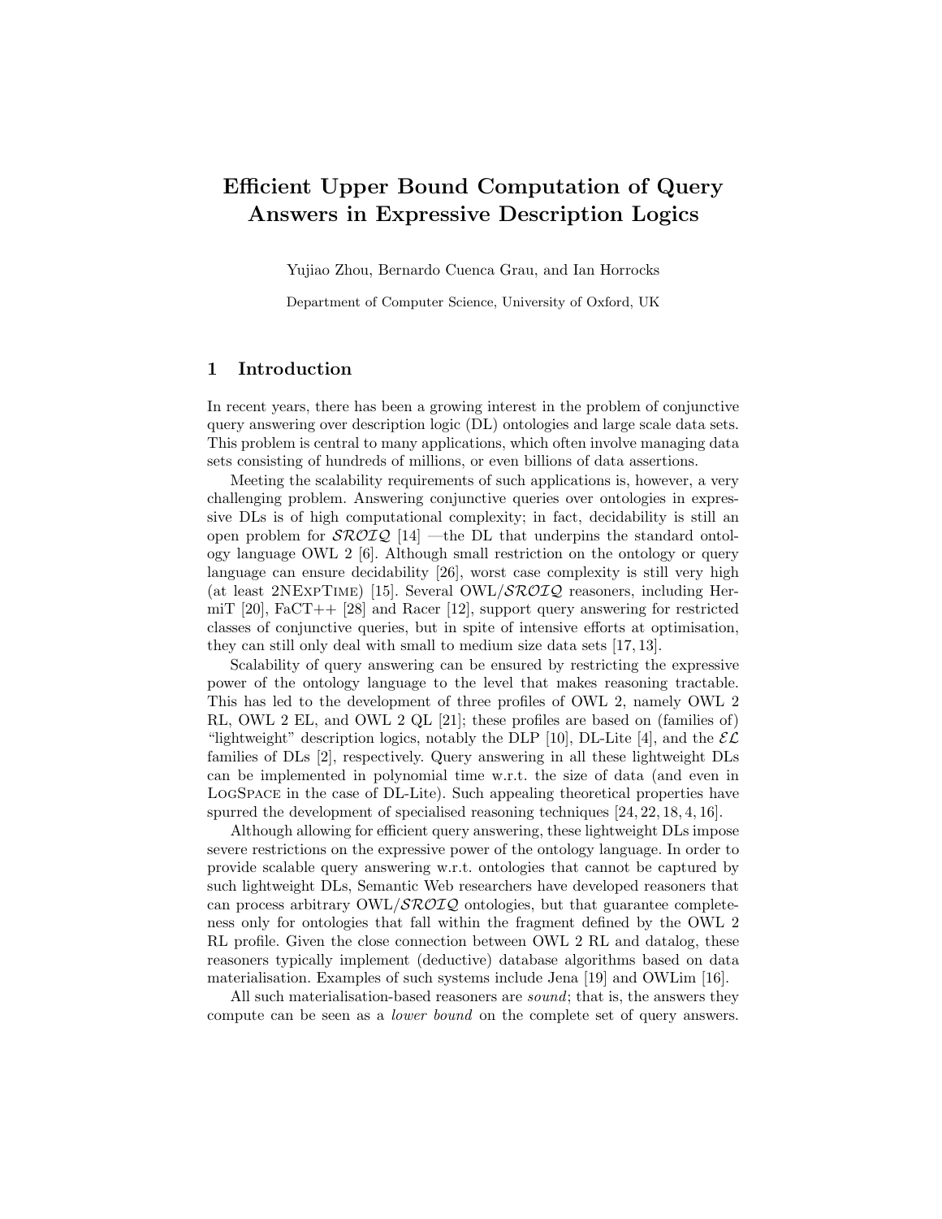# Efficient Upper Bound Computation of Query Answers in Expressive Description Logics

Yujiao Zhou, Bernardo Cuenca Grau, and Ian Horrocks

Department of Computer Science, University of Oxford, UK

## 1 Introduction

In recent years, there has been a growing interest in the problem of conjunctive query answering over description logic (DL) ontologies and large scale data sets. This problem is central to many applications, which often involve managing data sets consisting of hundreds of millions, or even billions of data assertions.

Meeting the scalability requirements of such applications is, however, a very challenging problem. Answering conjunctive queries over ontologies in expressive DLs is of high computational complexity; in fact, decidability is still an open problem for $\mathcal{SROIQ}$ [14] —the DL that underpins the standard ontology language OWL 2 [6]. Although small restriction on the ontology or query language can ensure decidability [26], worst case complexity is still very high (at least 2NExpTime) [15]. Several OWL/$\mathcal{SROIQ}$ reasoners, including HermiT [20], FaCT++ [28] and Racer [12], support query answering for restricted classes of conjunctive queries, but in spite of intensive efforts at optimisation, they can still only deal with small to medium size data sets [17, 13].

Scalability of query answering can be ensured by restricting the expressive power of the ontology language to the level that makes reasoning tractable. This has led to the development of three profiles of OWL 2, namely OWL 2 RL, OWL 2 EL, and OWL 2 QL [21]; these profiles are based on (families of) "lightweight" description logics, notably the DLP [10], DL-Lite [4], and the $\mathcal{EL}$ families of DLs [2], respectively. Query answering in all these lightweight DLs can be implemented in polynomial time w.r.t. the size of data (and even in LogSpace in the case of DL-Lite). Such appealing theoretical properties have spurred the development of specialised reasoning techniques [24, 22, 18, 4, 16].

Although allowing for efficient query answering, these lightweight DLs impose severe restrictions on the expressive power of the ontology language. In order to provide scalable query answering w.r.t. ontologies that cannot be captured by such lightweight DLs, Semantic Web researchers have developed reasoners that can process arbitrary OWL/$\mathcal{SROIQ}$ ontologies, but that guarantee completeness only for ontologies that fall within the fragment defined by the OWL 2 RL profile. Given the close connection between OWL 2 RL and datalog, these reasoners typically implement (deductive) database algorithms based on data materialisation. Examples of such systems include Jena [19] and OWLim [16].

All such materialisation-based reasoners are *sound*; that is, the answers they compute can be seen as a *lower bound* on the complete set of query answers.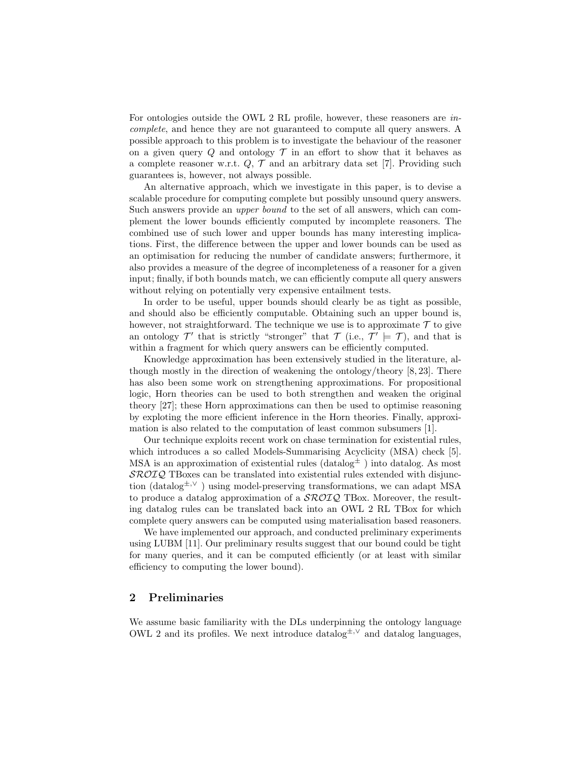For ontologies outside the OWL 2 RL profile, however, these reasoners are *incomplete*, and hence they are not guaranteed to compute all query answers. A possible approach to this problem is to investigate the behaviour of the reasoner on a given query $Q$ and ontology $\mathcal{T}$ in an effort to show that it behaves as a complete reasoner w.r.t. $Q$, $\mathcal{T}$ and an arbitrary data set [7]. Providing such guarantees is, however, not always possible.

An alternative approach, which we investigate in this paper, is to devise a scalable procedure for computing complete but possibly unsound query answers. Such answers provide an *upper bound* to the set of all answers, which can complement the lower bounds efficiently computed by incomplete reasoners. The combined use of such lower and upper bounds has many interesting implications. First, the difference between the upper and lower bounds can be used as an optimisation for reducing the number of candidate answers; furthermore, it also provides a measure of the degree of incompleteness of a reasoner for a given input; finally, if both bounds match, we can efficiently compute all query answers without relying on potentially very expensive entailment tests.

In order to be useful, upper bounds should clearly be as tight as possible, and should also be efficiently computable. Obtaining such an upper bound is, however, not straightforward. The technique we use is to approximate $\mathcal{T}$ to give an ontology $\mathcal{T}'$ that is strictly "stronger" that $\mathcal{T}$ (i.e., $\mathcal{T}' \models \mathcal{T}$), and that is within a fragment for which query answers can be efficiently computed.

Knowledge approximation has been extensively studied in the literature, although mostly in the direction of weakening the ontology/theory [8, 23]. There has also been some work on strengthening approximations. For propositional logic, Horn theories can be used to both strengthen and weaken the original theory [27]; these Horn approximations can then be used to optimise reasoning by exploting the more efficient inference in the Horn theories. Finally, approximation is also related to the computation of least common subsumers [1].

Our technique exploits recent work on chase termination for existential rules, which introduces a so called Models-Summarising Acyclicity (MSA) check [5]. MSA is an approximation of existential rules (datalog$^{\pm}$ ) into datalog. As most $\mathcal{SROIQ}$ TBoxes can be translated into existential rules extended with disjunction (datalog$^{\pm,\vee}$ ) using model-preserving transformations, we can adapt MSA to produce a datalog approximation of a $\mathcal{SROIQ}$ TBox. Moreover, the resulting datalog rules can be translated back into an OWL 2 RL TBox for which complete query answers can be computed using materialisation based reasoners.

We have implemented our approach, and conducted preliminary experiments using LUBM [11]. Our preliminary results suggest that our bound could be tight for many queries, and it can be computed efficiently (or at least with similar efficiency to computing the lower bound).

## 2 Preliminaries

We assume basic familiarity with the DLs underpinning the ontology language OWL 2 and its profiles. We next introduce datalog$^{\pm,\vee}$ and datalog languages,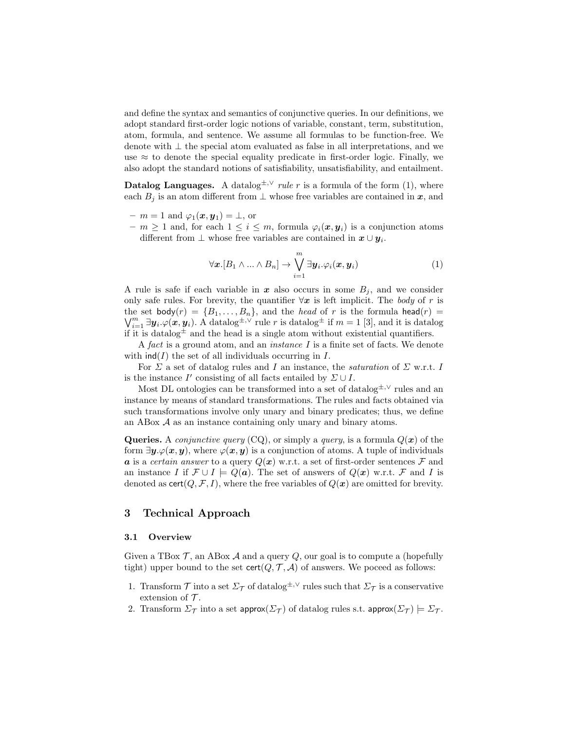and define the syntax and semantics of conjunctive queries. In our definitions, we adopt standard first-order logic notions of variable, constant, term, substitution, atom, formula, and sentence. We assume all formulas to be function-free. We denote with $\bot$ the special atom evaluated as false in all interpretations, and we use $\approx$ to denote the special equality predicate in first-order logic. Finally, we also adopt the standard notions of satisfiability, unsatisfiability, and entailment.

**Datalog Languages.** A datalog$^{\pm,\vee}$ *rule* $r$ is a formula of the form (1), where each $B_j$ is an atom different from $\bot$ whose free variables are contained in $\boldsymbol{x}$, and

- $m = 1$ and $\varphi_1(\boldsymbol{x}, \boldsymbol{y}_1) = \bot$, or
- $m \geq 1$ and, for each $1 \leq i \leq m$, formula $\varphi_i(\boldsymbol{x}, \boldsymbol{y}_i)$ is a conjunction atoms different from $\bot$ whose free variables are contained in $\boldsymbol{x} \cup \boldsymbol{y}_i$.

$$\forall \boldsymbol{x}.[B_1 \wedge ... \wedge B_n] \rightarrow \bigvee_{i=1}^{m} \exists \boldsymbol{y}_i.\varphi_i(\boldsymbol{x}, \boldsymbol{y}_i) \tag{1}$$

A rule is safe if each variable in $\boldsymbol{x}$ also occurs in some $B_j$, and we consider only safe rules. For brevity, the quantifier $\forall \boldsymbol{x}$ is left implicit. The *body* of $r$ is the set $\mathsf{body}(r) = \{B_1, \ldots, B_n\}$, and the *head* of $r$ is the formula $\mathsf{head}(r) = \bigvee_{i=1}^{m} \exists \boldsymbol{y}_i.\varphi(\boldsymbol{x}, \boldsymbol{y}_i)$. A datalog$^{\pm,\vee}$ rule $r$ is datalog$^{\pm}$ if $m = 1$ [3], and it is datalog if it is datalog$^{\pm}$ and the head is a single atom without existential quantifiers.

A *fact* is a ground atom, and an *instance* $I$ is a finite set of facts. We denote with $\mathsf{ind}(I)$ the set of all individuals occurring in $I$.

For $\Sigma$ a set of datalog rules and $I$ an instance, the *saturation* of $\Sigma$ w.r.t. $I$ is the instance $I'$ consisting of all facts entailed by $\Sigma \cup I$.

Most DL ontologies can be transformed into a set of datalog$^{\pm,\vee}$ rules and an instance by means of standard transformations. The rules and facts obtained via such transformations involve only unary and binary predicates; thus, we define an ABox $\mathcal{A}$ as an instance containing only unary and binary atoms.

**Queries.** A *conjunctive query* (CQ), or simply a *query*, is a formula $Q(\boldsymbol{x})$ of the form $\exists \boldsymbol{y}.\varphi(\boldsymbol{x}, \boldsymbol{y})$, where $\varphi(\boldsymbol{x}, \boldsymbol{y})$ is a conjunction of atoms. A tuple of individuals $\boldsymbol{a}$ is a *certain answer* to a query $Q(\boldsymbol{x})$ w.r.t. a set of first-order sentences $\mathcal{F}$ and an instance $I$ if $\mathcal{F} \cup I \models Q(\boldsymbol{a})$. The set of answers of $Q(\boldsymbol{x})$ w.r.t. $\mathcal{F}$ and $I$ is denoted as $\mathsf{cert}(Q, \mathcal{F}, I)$, where the free variables of $Q(\boldsymbol{x})$ are omitted for brevity.

## 3 Technical Approach

### 3.1 Overview

Given a TBox $\mathcal{T}$, an ABox $\mathcal{A}$ and a query $Q$, our goal is to compute a (hopefully tight) upper bound to the set $\mathsf{cert}(Q, \mathcal{T}, \mathcal{A})$ of answers. We poceed as follows:

1. Transform $\mathcal{T}$ into a set $\Sigma_{\mathcal{T}}$ of datalog$^{\pm,\vee}$ rules such that $\Sigma_{\mathcal{T}}$ is a conservative extension of $\mathcal{T}$.
2. Transform $\Sigma_{\mathcal{T}}$ into a set $\mathsf{approx}(\Sigma_{\mathcal{T}})$ of datalog rules s.t. $\mathsf{approx}(\Sigma_{\mathcal{T}}) \models \Sigma_{\mathcal{T}}$.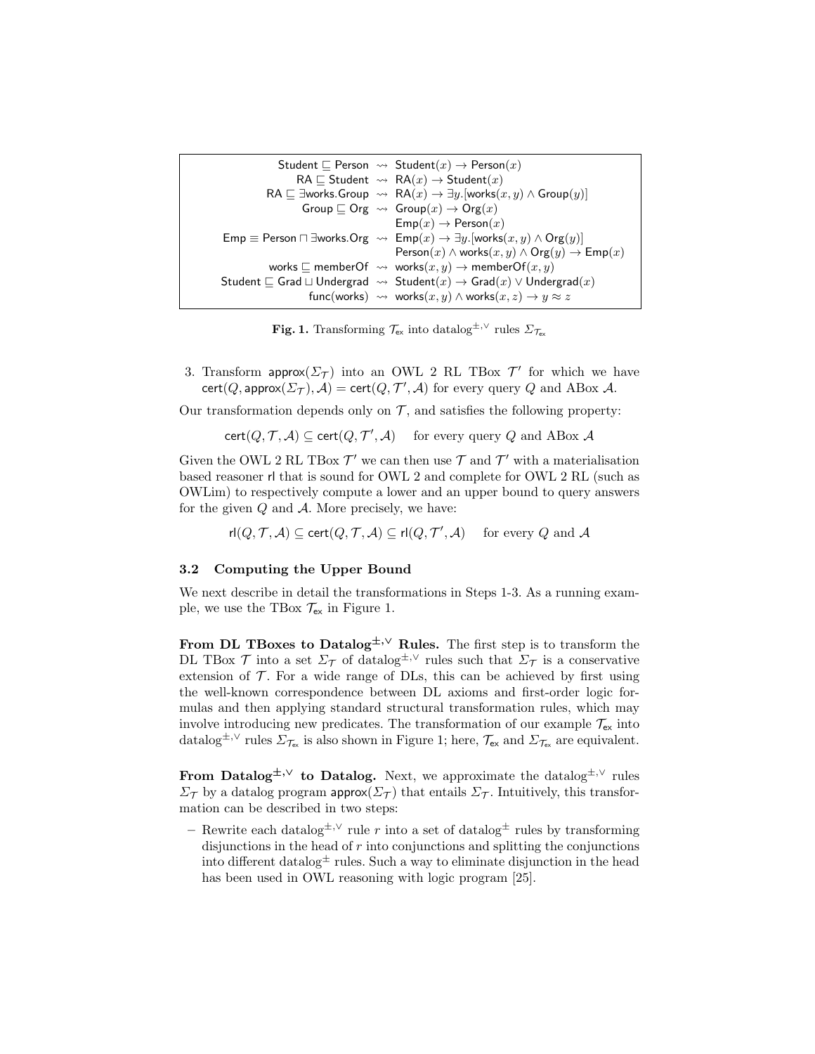| | | |
|---|---|---|
| $\mathsf{Student} \sqsubseteq \mathsf{Person}$ | $\rightsquigarrow$ | $\mathsf{Student}(x) \rightarrow \mathsf{Person}(x)$ |
| $\mathsf{RA} \sqsubseteq \mathsf{Student}$ | $\rightsquigarrow$ | $\mathsf{RA}(x) \rightarrow \mathsf{Student}(x)$ |
| $\mathsf{RA} \sqsubseteq \exists \mathsf{works}.\mathsf{Group}$ | $\rightsquigarrow$ | $\mathsf{RA}(x) \rightarrow \exists y.[\mathsf{works}(x,y) \wedge \mathsf{Group}(y)]$ |
| $\mathsf{Group} \sqsubseteq \mathsf{Org}$ | $\rightsquigarrow$ | $\mathsf{Group}(x) \rightarrow \mathsf{Org}(x)$ |
| | | $\mathsf{Emp}(x) \rightarrow \mathsf{Person}(x)$ |
| $\mathsf{Emp} \equiv \mathsf{Person} \sqcap \exists \mathsf{works}.\mathsf{Org}$ | $\rightsquigarrow$ | $\mathsf{Emp}(x) \rightarrow \exists y.[\mathsf{works}(x,y) \wedge \mathsf{Org}(y)]$ |
| | | $\mathsf{Person}(x) \wedge \mathsf{works}(x,y) \wedge \mathsf{Org}(y) \rightarrow \mathsf{Emp}(x)$ |
| $\mathsf{works} \sqsubseteq \mathsf{memberOf}$ | $\rightsquigarrow$ | $\mathsf{works}(x,y) \rightarrow \mathsf{memberOf}(x,y)$ |
| $\mathsf{Student} \sqsubseteq \mathsf{Grad} \sqcup \mathsf{Undergrad}$ | $\rightsquigarrow$ | $\mathsf{Student}(x) \rightarrow \mathsf{Grad}(x) \vee \mathsf{Undergrad}(x)$ |
| $\mathsf{func}(\mathsf{works})$ | $\rightsquigarrow$ | $\mathsf{works}(x,y) \wedge \mathsf{works}(x,z) \rightarrow y \approx z$ |

**Fig. 1.** Transforming $\mathcal{T}_{\mathsf{ex}}$ into datalog$^{\pm,\vee}$ rules $\Sigma_{\mathcal{T}_{\mathsf{ex}}}$

3. Transform $\mathsf{approx}(\Sigma_{\mathcal{T}})$ into an OWL 2 RL TBox $\mathcal{T}'$ for which we have $\mathsf{cert}(Q, \mathsf{approx}(\Sigma_{\mathcal{T}}), \mathcal{A}) = \mathsf{cert}(Q, \mathcal{T}', \mathcal{A})$ for every query $Q$ and ABox $\mathcal{A}$.

Our transformation depends only on $\mathcal{T}$, and satisfies the following property:

$$\mathsf{cert}(Q, \mathcal{T}, \mathcal{A}) \subseteq \mathsf{cert}(Q, \mathcal{T}', \mathcal{A}) \quad \text{for every query } Q \text{ and ABox } \mathcal{A}$$

Given the OWL 2 RL TBox $\mathcal{T}'$ we can then use $\mathcal{T}$ and $\mathcal{T}'$ with a materialisation based reasoner $\mathsf{rl}$ that is sound for OWL 2 and complete for OWL 2 RL (such as OWLim) to respectively compute a lower and an upper bound to query answers for the given $Q$ and $\mathcal{A}$. More precisely, we have:

$$\mathsf{rl}(Q, \mathcal{T}, \mathcal{A}) \subseteq \mathsf{cert}(Q, \mathcal{T}, \mathcal{A}) \subseteq \mathsf{rl}(Q, \mathcal{T}', \mathcal{A}) \quad \text{for every } Q \text{ and } \mathcal{A}$$

### 3.2 Computing the Upper Bound

We next describe in detail the transformations in Steps 1-3. As a running example, we use the TBox $\mathcal{T}_{\mathsf{ex}}$ in Figure 1.

**From DL TBoxes to Datalog$^{\pm,\vee}$ Rules.** The first step is to transform the DL TBox $\mathcal{T}$ into a set $\Sigma_{\mathcal{T}}$ of datalog$^{\pm,\vee}$ rules such that $\Sigma_{\mathcal{T}}$ is a conservative extension of $\mathcal{T}$. For a wide range of DLs, this can be achieved by first using the well-known correspondence between DL axioms and first-order logic formulas and then applying standard structural transformation rules, which may involve introducing new predicates. The transformation of our example $\mathcal{T}_{\mathsf{ex}}$ into datalog$^{\pm,\vee}$ rules $\Sigma_{\mathcal{T}_{\mathsf{ex}}}$ is also shown in Figure 1; here, $\mathcal{T}_{\mathsf{ex}}$ and $\Sigma_{\mathcal{T}_{\mathsf{ex}}}$ are equivalent.

**From Datalog$^{\pm,\vee}$ to Datalog.** Next, we approximate the datalog$^{\pm,\vee}$ rules $\Sigma_{\mathcal{T}}$ by a datalog program $\mathsf{approx}(\Sigma_{\mathcal{T}})$ that entails $\Sigma_{\mathcal{T}}$. Intuitively, this transformation can be described in two steps:

– Rewrite each datalog$^{\pm,\vee}$ rule $r$ into a set of datalog$^{\pm}$ rules by transforming disjunctions in the head of $r$ into conjunctions and splitting the conjunctions into different datalog$^{\pm}$ rules. Such a way to eliminate disjunction in the head has been used in OWL reasoning with logic program [25].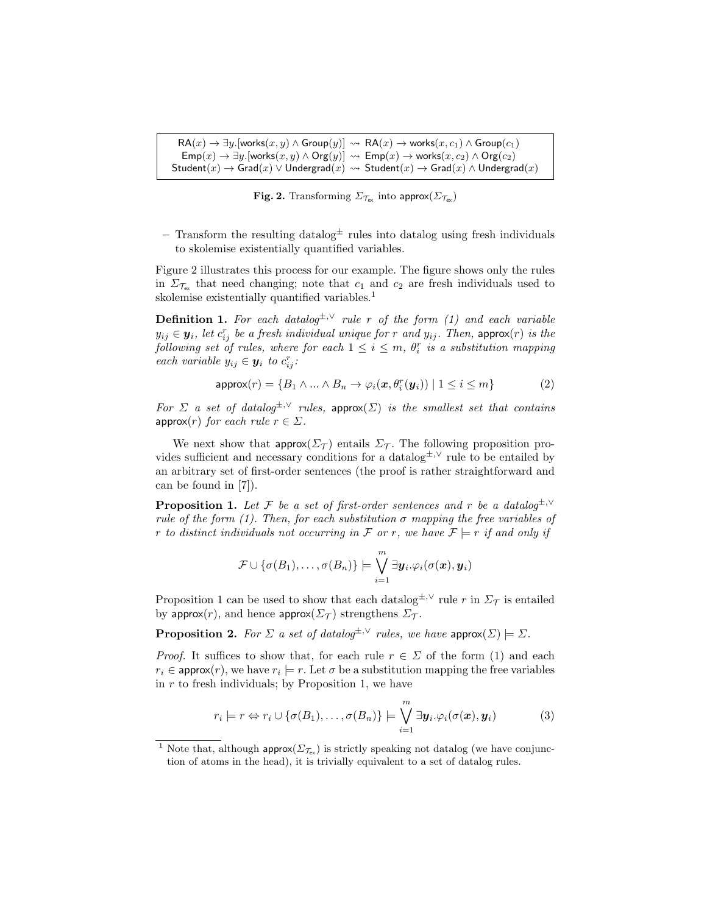$$
\begin{aligned}
\mathsf{RA}(x) \rightarrow \exists y.[\mathsf{works}(x,y) \wedge \mathsf{Group}(y)] &\rightsquigarrow \mathsf{RA}(x) \rightarrow \mathsf{works}(x,c_1) \wedge \mathsf{Group}(c_1) \\
\mathsf{Emp}(x) \rightarrow \exists y.[\mathsf{works}(x,y) \wedge \mathsf{Org}(y)] &\rightsquigarrow \mathsf{Emp}(x) \rightarrow \mathsf{works}(x,c_2) \wedge \mathsf{Org}(c_2) \\
\mathsf{Student}(x) \rightarrow \mathsf{Grad}(x) \vee \mathsf{Undergrad}(x) &\rightsquigarrow \mathsf{Student}(x) \rightarrow \mathsf{Grad}(x) \wedge \mathsf{Undergrad}(x)
\end{aligned}
$$

**Fig. 2.** Transforming $\Sigma_{\mathcal{T}_{\mathsf{ex}}}$ into $\mathsf{approx}(\Sigma_{\mathcal{T}_{\mathsf{ex}}})$

- Transform the resulting datalog$^{\pm}$ rules into datalog using fresh individuals to skolemise existentially quantified variables.

Figure 2 illustrates this process for our example. The figure shows only the rules in $\Sigma_{\mathcal{T}_{\mathsf{ex}}}$ that need changing; note that $c_1$ and $c_2$ are fresh individuals used to skolemise existentially quantified variables.[1]

**Definition 1.** *For each datalog$^{\pm,\vee}$ rule $r$ of the form (1) and each variable $y_{ij} \in \boldsymbol{y}_i$, let $c^r_{ij}$ be a fresh individual unique for $r$ and $y_{ij}$. Then, $\mathsf{approx}(r)$ is the following set of rules, where for each $1 \leq i \leq m$, $\theta^r_i$ is a substitution mapping each variable $y_{ij} \in \boldsymbol{y}_i$ to $c^r_{ij}$:*

$$
\mathsf{approx}(r) = \{B_1 \wedge ... \wedge B_n \rightarrow \varphi_i(\boldsymbol{x}, \theta^r_i(\boldsymbol{y}_i)) \mid 1 \leq i \leq m\} \tag{2}
$$

*For $\Sigma$ a set of datalog$^{\pm,\vee}$ rules, $\mathsf{approx}(\Sigma)$ is the smallest set that contains $\mathsf{approx}(r)$ for each rule $r \in \Sigma$.*

We next show that $\mathsf{approx}(\Sigma_{\mathcal{T}})$ entails $\Sigma_{\mathcal{T}}$. The following proposition provides sufficient and necessary conditions for a datalog$^{\pm,\vee}$ rule to be entailed by an arbitrary set of first-order sentences (the proof is rather straightforward and can be found in [7]).

**Proposition 1.** *Let $\mathcal{F}$ be a set of first-order sentences and $r$ be a datalog$^{\pm,\vee}$ rule of the form (1). Then, for each substitution $\sigma$ mapping the free variables of $r$ to distinct individuals not occurring in $\mathcal{F}$ or $r$, we have $\mathcal{F} \models r$ if and only if*

$$
\mathcal{F} \cup \{\sigma(B_1), \ldots, \sigma(B_n)\} \models \bigvee_{i=1}^{m} \exists \boldsymbol{y}_i.\varphi_i(\sigma(\boldsymbol{x}), \boldsymbol{y}_i)
$$

Proposition 1 can be used to show that each datalog$^{\pm,\vee}$ rule $r$ in $\Sigma_{\mathcal{T}}$ is entailed by $\mathsf{approx}(r)$, and hence $\mathsf{approx}(\Sigma_{\mathcal{T}})$ strengthens $\Sigma_{\mathcal{T}}$.

**Proposition 2.** *For $\Sigma$ a set of datalog$^{\pm,\vee}$ rules, we have $\mathsf{approx}(\Sigma) \models \Sigma$.*

*Proof.* It suffices to show that, for each rule $r \in \Sigma$ of the form (1) and each $r_i \in \mathsf{approx}(r)$, we have $r_i \models r$. Let $\sigma$ be a substitution mapping the free variables in $r$ to fresh individuals; by Proposition 1, we have

$$
r_i \models r \Leftrightarrow r_i \cup \{\sigma(B_1), \ldots, \sigma(B_n)\} \models \bigvee_{i=1}^{m} \exists \boldsymbol{y}_i.\varphi_i(\sigma(\boldsymbol{x}), \boldsymbol{y}_i) \tag{3}
$$

[1] Note that, although $\mathsf{approx}(\Sigma_{\mathcal{T}_{\mathsf{ex}}})$ is strictly speaking not datalog (we have conjunction of atoms in the head), it is trivially equivalent to a set of datalog rules.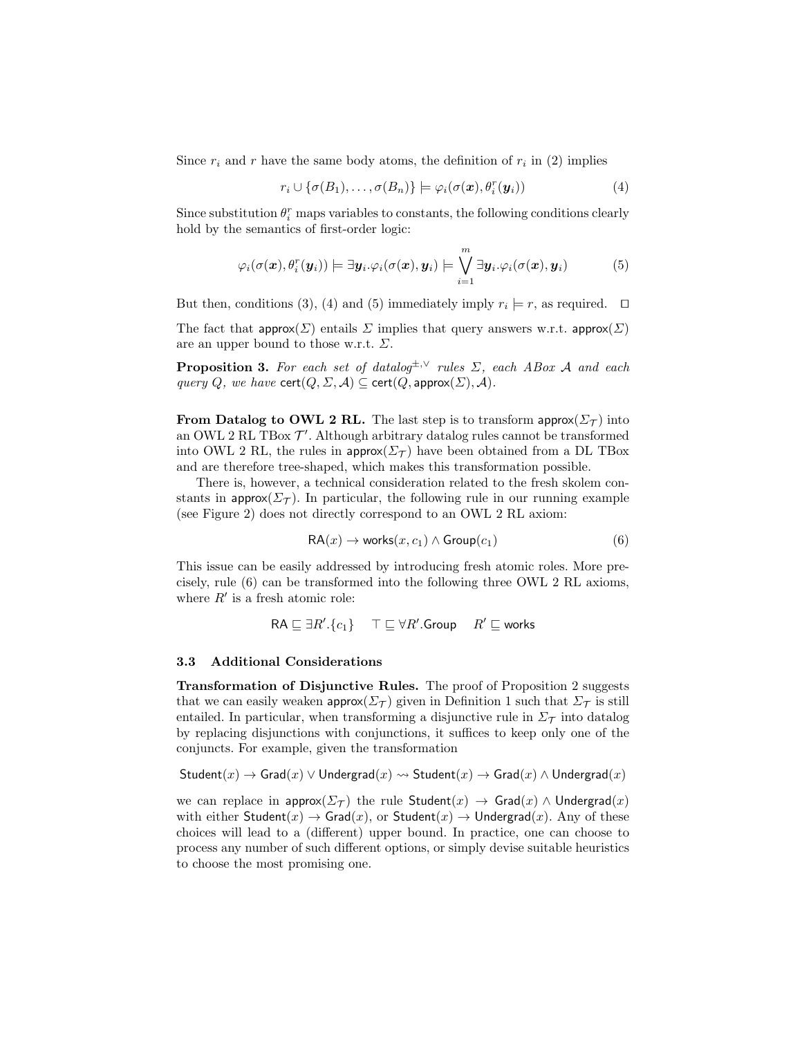Since $r_i$ and $r$ have the same body atoms, the definition of $r_i$ in (2) implies

$$r_i \cup \{\sigma(B_1), \ldots, \sigma(B_n)\} \models \varphi_i(\sigma(\boldsymbol{x}), \theta_i^r(\boldsymbol{y}_i)) \tag{4}$$

Since substitution $\theta_i^r$ maps variables to constants, the following conditions clearly hold by the semantics of first-order logic:

$$\varphi_i(\sigma(\boldsymbol{x}), \theta_i^r(\boldsymbol{y}_i)) \models \exists \boldsymbol{y}_i.\varphi_i(\sigma(\boldsymbol{x}), \boldsymbol{y}_i) \models \bigvee_{i=1}^{m} \exists \boldsymbol{y}_i.\varphi_i(\sigma(\boldsymbol{x}), \boldsymbol{y}_i) \tag{5}$$

But then, conditions (3), (4) and (5) immediately imply $r_i \models r$, as required. $\square$

The fact that $\mathsf{approx}(\Sigma)$ entails $\Sigma$ implies that query answers w.r.t. $\mathsf{approx}(\Sigma)$ are an upper bound to those w.r.t. $\Sigma$.

**Proposition 3.** *For each set of datalog$^{\pm,\vee}$ rules $\Sigma$, each ABox $\mathcal{A}$ and each query $Q$, we have $\mathsf{cert}(Q, \Sigma, \mathcal{A}) \subseteq \mathsf{cert}(Q, \mathsf{approx}(\Sigma), \mathcal{A})$.*

**From Datalog to OWL 2 RL.** The last step is to transform $\mathsf{approx}(\Sigma_\mathcal{T})$ into an OWL 2 RL TBox $\mathcal{T}'$. Although arbitrary datalog rules cannot be transformed into OWL 2 RL, the rules in $\mathsf{approx}(\Sigma_\mathcal{T})$ have been obtained from a DL TBox and are therefore tree-shaped, which makes this transformation possible.

There is, however, a technical consideration related to the fresh skolem constants in $\mathsf{approx}(\Sigma_\mathcal{T})$. In particular, the following rule in our running example (see Figure 2) does not directly correspond to an OWL 2 RL axiom:

$$\mathsf{RA}(x) \rightarrow \mathsf{works}(x, c_1) \wedge \mathsf{Group}(c_1) \tag{6}$$

This issue can be easily addressed by introducing fresh atomic roles. More precisely, rule (6) can be transformed into the following three OWL 2 RL axioms, where $R'$ is a fresh atomic role:

$$\mathsf{RA} \sqsubseteq \exists R'.\{c_1\} \qquad \top \sqsubseteq \forall R'.\mathsf{Group} \qquad R' \sqsubseteq \mathsf{works}$$

### 3.3 Additional Considerations

**Transformation of Disjunctive Rules.** The proof of Proposition 2 suggests that we can easily weaken $\mathsf{approx}(\Sigma_\mathcal{T})$ given in Definition 1 such that $\Sigma_\mathcal{T}$ is still entailed. In particular, when transforming a disjunctive rule in $\Sigma_\mathcal{T}$ into datalog by replacing disjunctions with conjunctions, it suffices to keep only one of the conjuncts. For example, given the transformation

$$\mathsf{Student}(x) \rightarrow \mathsf{Grad}(x) \vee \mathsf{Undergrad}(x) \rightsquigarrow \mathsf{Student}(x) \rightarrow \mathsf{Grad}(x) \wedge \mathsf{Undergrad}(x)$$

we can replace in $\mathsf{approx}(\Sigma_\mathcal{T})$ the rule $\mathsf{Student}(x) \rightarrow \mathsf{Grad}(x) \wedge \mathsf{Undergrad}(x)$ with either $\mathsf{Student}(x) \rightarrow \mathsf{Grad}(x)$, or $\mathsf{Student}(x) \rightarrow \mathsf{Undergrad}(x)$. Any of these choices will lead to a (different) upper bound. In practice, one can choose to process any number of such different options, or simply devise suitable heuristics to choose the most promising one.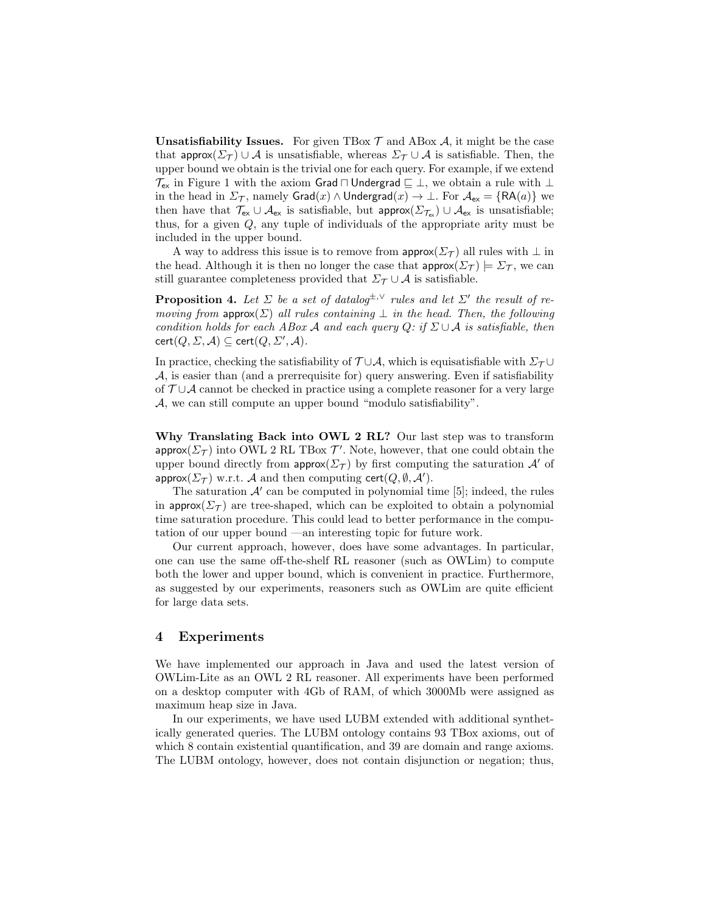**Unsatisfiability Issues.** For given TBox $\mathcal{T}$ and ABox $\mathcal{A}$, it might be the case that $\mathsf{approx}(\Sigma_{\mathcal{T}}) \cup \mathcal{A}$ is unsatisfiable, whereas $\Sigma_{\mathcal{T}} \cup \mathcal{A}$ is satisfiable. Then, the upper bound we obtain is the trivial one for each query. For example, if we extend $\mathcal{T}_{\mathsf{ex}}$ in Figure 1 with the axiom $\mathsf{Grad} \sqcap \mathsf{Undergrad} \sqsubseteq \bot$, we obtain a rule with $\bot$ in the head in $\Sigma_{\mathcal{T}}$, namely $\mathsf{Grad}(x) \wedge \mathsf{Undergrad}(x) \rightarrow \bot$. For $\mathcal{A}_{\mathsf{ex}} = \{\mathsf{RA}(a)\}$ we then have that $\mathcal{T}_{\mathsf{ex}} \cup \mathcal{A}_{\mathsf{ex}}$ is satisfiable, but $\mathsf{approx}(\Sigma_{\mathcal{T}_{\mathsf{ex}}}) \cup \mathcal{A}_{\mathsf{ex}}$ is unsatisfiable; thus, for a given $Q$, any tuple of individuals of the appropriate arity must be included in the upper bound.

A way to address this issue is to remove from $\mathsf{approx}(\Sigma_{\mathcal{T}})$ all rules with $\bot$ in the head. Although it is then no longer the case that $\mathsf{approx}(\Sigma_{\mathcal{T}}) \models \Sigma_{\mathcal{T}}$, we can still guarantee completeness provided that $\Sigma_{\mathcal{T}} \cup \mathcal{A}$ is satisfiable.

**Proposition 4.** *Let $\Sigma$ be a set of datalog$^{\pm,\vee}$ rules and let $\Sigma'$ the result of removing from $\mathsf{approx}(\Sigma)$ all rules containing $\bot$ in the head. Then, the following condition holds for each ABox $\mathcal{A}$ and each query $Q$: if $\Sigma \cup \mathcal{A}$ is satisfiable, then $\mathsf{cert}(Q, \Sigma, \mathcal{A}) \subseteq \mathsf{cert}(Q, \Sigma', \mathcal{A})$.*

In practice, checking the satisfiability of $\mathcal{T} \cup \mathcal{A}$, which is equisatisfiable with $\Sigma_{\mathcal{T}} \cup \mathcal{A}$, is easier than (and a prerrequisite for) query answering. Even if satisfiability of $\mathcal{T} \cup \mathcal{A}$ cannot be checked in practice using a complete reasoner for a very large $\mathcal{A}$, we can still compute an upper bound "modulo satisfiability".

**Why Translating Back into OWL 2 RL?** Our last step was to transform $\mathsf{approx}(\Sigma_{\mathcal{T}})$ into OWL 2 RL TBox $\mathcal{T}'$. Note, however, that one could obtain the upper bound directly from $\mathsf{approx}(\Sigma_{\mathcal{T}})$ by first computing the saturation $\mathcal{A}'$ of $\mathsf{approx}(\Sigma_{\mathcal{T}})$ w.r.t. $\mathcal{A}$ and then computing $\mathsf{cert}(Q, \emptyset, \mathcal{A}')$.

The saturation $\mathcal{A}'$ can be computed in polynomial time [5]; indeed, the rules in $\mathsf{approx}(\Sigma_{\mathcal{T}})$ are tree-shaped, which can be exploited to obtain a polynomial time saturation procedure. This could lead to better performance in the computation of our upper bound —an interesting topic for future work.

Our current approach, however, does have some advantages. In particular, one can use the same off-the-shelf RL reasoner (such as OWLim) to compute both the lower and upper bound, which is convenient in practice. Furthermore, as suggested by our experiments, reasoners such as OWLim are quite efficient for large data sets.

## 4 Experiments

We have implemented our approach in Java and used the latest version of OWLim-Lite as an OWL 2 RL reasoner. All experiments have been performed on a desktop computer with 4Gb of RAM, of which 3000Mb were assigned as maximum heap size in Java.

In our experiments, we have used LUBM extended with additional synthetically generated queries. The LUBM ontology contains 93 TBox axioms, out of which 8 contain existential quantification, and 39 are domain and range axioms. The LUBM ontology, however, does not contain disjunction or negation; thus,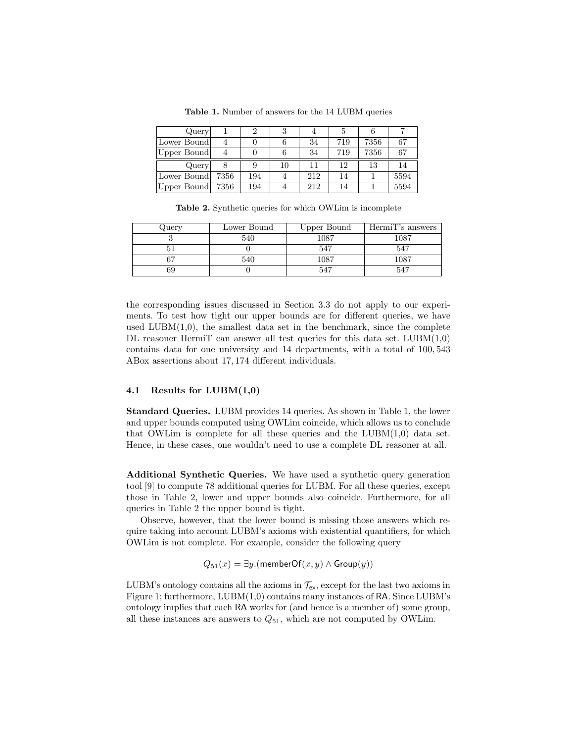**Table 1.** Number of answers for the 14 LUBM queries

| Query | 1 | 2 | 3 | 4 | 5 | 6 | 7 |
|---|---|---|---|---|---|---|---|
| Lower Bound | 4 | 0 | 6 | 34 | 719 | 7356 | 67 |
| Upper Bound | 4 | 0 | 6 | 34 | 719 | 7356 | 67 |
| **Query** | **8** | **9** | **10** | **11** | **12** | **13** | **14** |
| Lower Bound | 7356 | 194 | 4 | 212 | 14 | 1 | 5594 |
| Upper Bound | 7356 | 194 | 4 | 212 | 14 | 1 | 5594 |

**Table 2.** Synthetic queries for which OWLim is incomplete

| Query | Lower Bound | Upper Bound | HermiT's answers |
|---|---|---|---|
| 3 | 540 | 1087 | 1087 |
| 51 | 0 | 547 | 547 |
| 67 | 540 | 1087 | 1087 |
| 69 | 0 | 547 | 547 |

the corresponding issues discussed in Section 3.3 do not apply to our experiments. To test how tight our upper bounds are for different queries, we have used LUBM(1,0), the smallest data set in the benchmark, since the complete DL reasoner HermiT can answer all test queries for this data set. LUBM(1,0) contains data for one university and 14 departments, with a total of 100,543 ABox assertions about 17,174 different individuals.

### 4.1 Results for LUBM(1,0)

**Standard Queries.** LUBM provides 14 queries. As shown in Table 1, the lower and upper bounds computed using OWLim coincide, which allows us to conclude that OWLim is complete for all these queries and the LUBM(1,0) data set. Hence, in these cases, one wouldn't need to use a complete DL reasoner at all.

**Additional Synthetic Queries.** We have used a synthetic query generation tool [9] to compute 78 additional queries for LUBM. For all these queries, except those in Table 2, lower and upper bounds also coincide. Furthermore, for all queries in Table 2 the upper bound is tight.

Observe, however, that the lower bound is missing those answers which require taking into account LUBM's axioms with existential quantifiers, for which OWLim is not complete. For example, consider the following query

$$Q_{51}(x) = \exists y.(\mathsf{memberOf}(x, y) \wedge \mathsf{Group}(y))$$

LUBM's ontology contains all the axioms in $\mathcal{T}_{\mathsf{ex}}$, except for the last two axioms in Figure 1; furthermore, LUBM(1,0) contains many instances of $\mathsf{RA}$. Since LUBM's ontology implies that each $\mathsf{RA}$ works for (and hence is a member of) some group, all these instances are answers to $Q_{51}$, which are not computed by OWLim.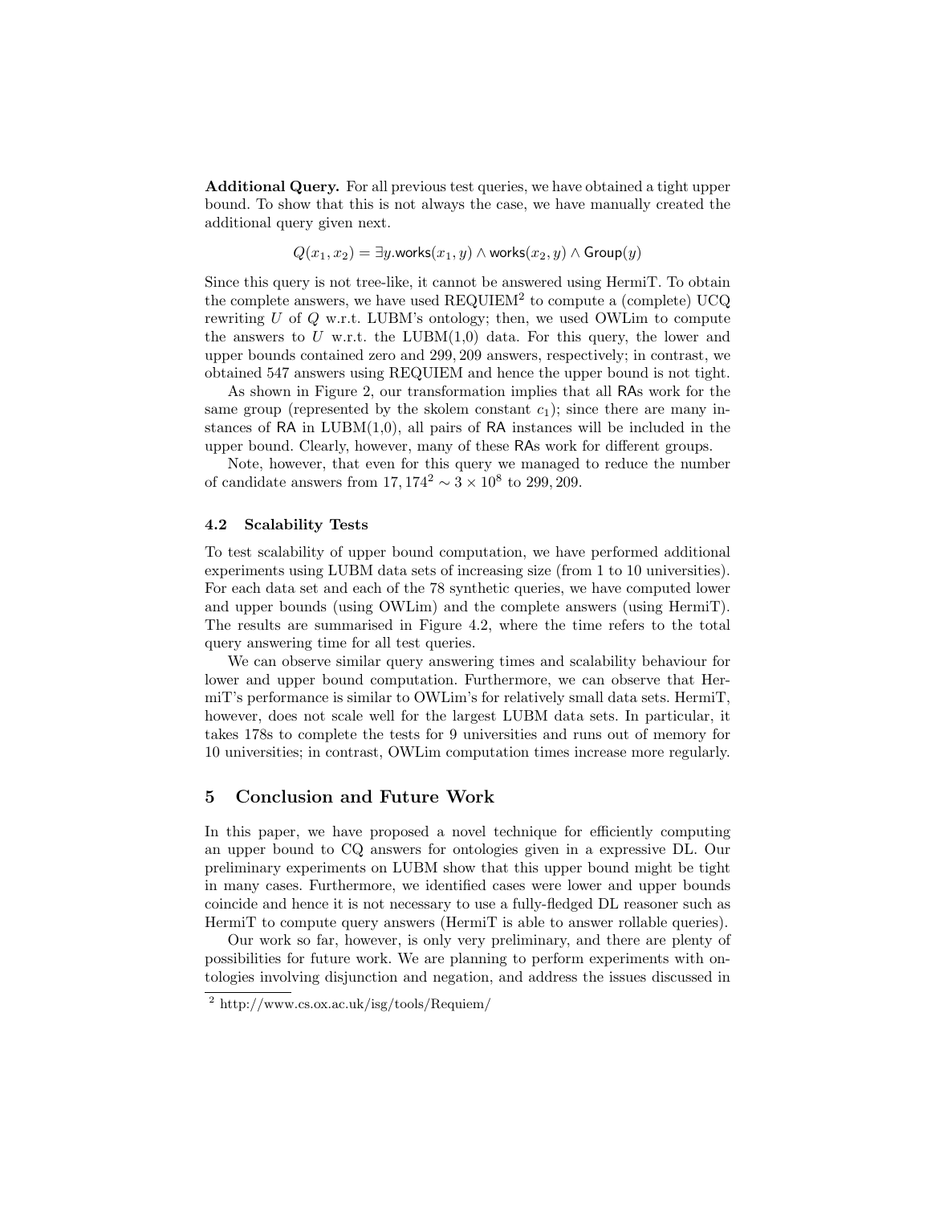**Additional Query.** For all previous test queries, we have obtained a tight upper bound. To show that this is not always the case, we have manually created the additional query given next.

$$Q(x_1, x_2) = \exists y.\mathsf{works}(x_1, y) \wedge \mathsf{works}(x_2, y) \wedge \mathsf{Group}(y)$$

Since this query is not tree-like, it cannot be answered using HermiT. To obtain the complete answers, we have used REQUIEM[2] to compute a (complete) UCQ rewriting $U$ of $Q$ w.r.t. LUBM's ontology; then, we used OWLim to compute the answers to $U$ w.r.t. the LUBM(1,0) data. For this query, the lower and upper bounds contained zero and 299,209 answers, respectively; in contrast, we obtained 547 answers using REQUIEM and hence the upper bound is not tight.

As shown in Figure 2, our transformation implies that all RAs work for the same group (represented by the skolem constant $c_1$); since there are many instances of RA in LUBM(1,0), all pairs of RA instances will be included in the upper bound. Clearly, however, many of these RAs work for different groups.

Note, however, that even for this query we managed to reduce the number of candidate answers from $17,174^2 \sim 3 \times 10^8$ to 299,209.

### 4.2 Scalability Tests

To test scalability of upper bound computation, we have performed additional experiments using LUBM data sets of increasing size (from 1 to 10 universities). For each data set and each of the 78 synthetic queries, we have computed lower and upper bounds (using OWLim) and the complete answers (using HermiT). The results are summarised in Figure 4.2, where the time refers to the total query answering time for all test queries.

We can observe similar query answering times and scalability behaviour for lower and upper bound computation. Furthermore, we can observe that HermiT's performance is similar to OWLim's for relatively small data sets. HermiT, however, does not scale well for the largest LUBM data sets. In particular, it takes 178s to complete the tests for 9 universities and runs out of memory for 10 universities; in contrast, OWLim computation times increase more regularly.

## 5 Conclusion and Future Work

In this paper, we have proposed a novel technique for efficiently computing an upper bound to CQ answers for ontologies given in a expressive DL. Our preliminary experiments on LUBM show that this upper bound might be tight in many cases. Furthermore, we identified cases were lower and upper bounds coincide and hence it is not necessary to use a fully-fledged DL reasoner such as HermiT to compute query answers (HermiT is able to answer rollable queries).

Our work so far, however, is only very preliminary, and there are plenty of possibilities for future work. We are planning to perform experiments with ontologies involving disjunction and negation, and address the issues discussed in

[2] http://www.cs.ox.ac.uk/isg/tools/Requiem/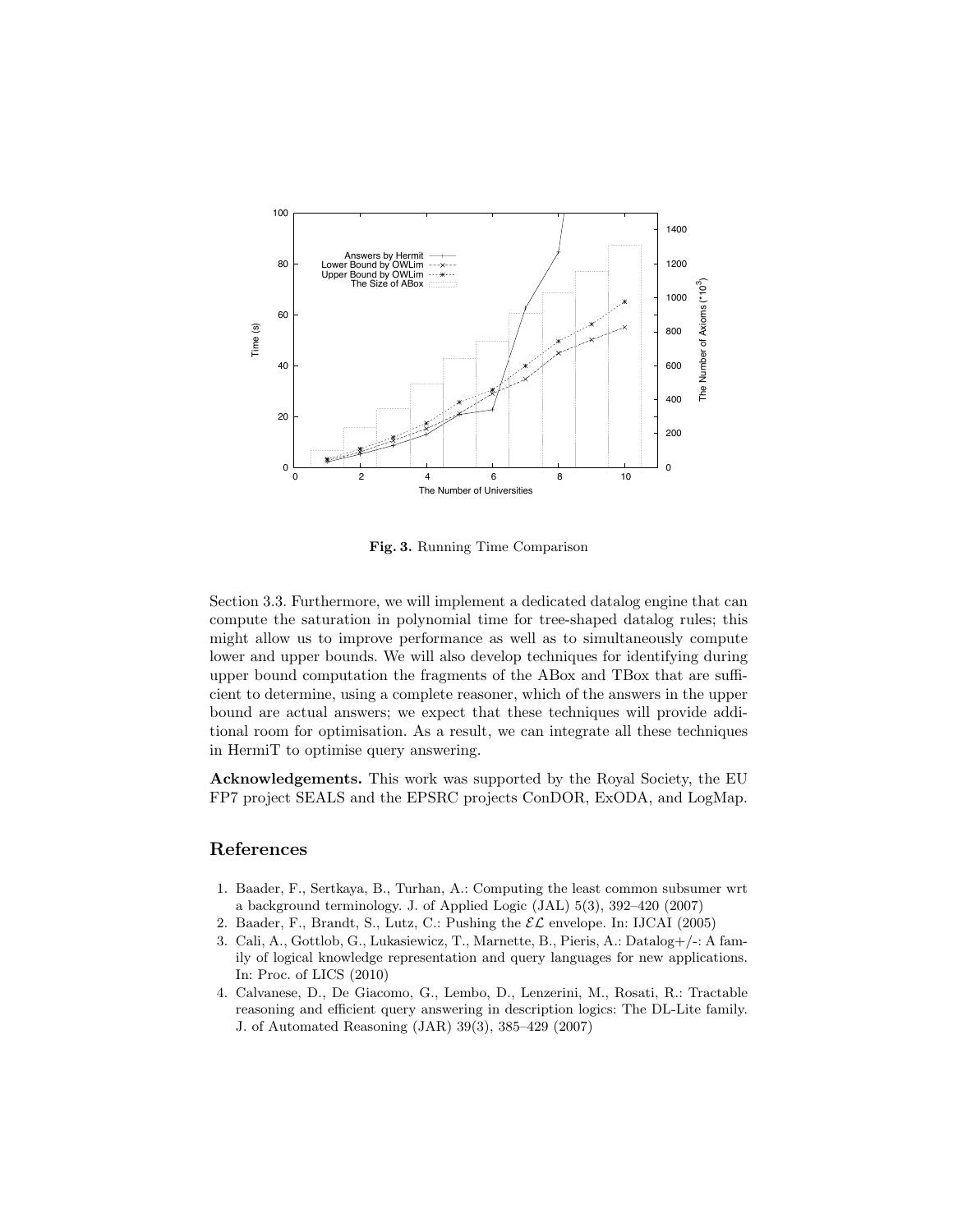**Fig. 3.** Running Time Comparison

Section 3.3. Furthermore, we will implement a dedicated datalog engine that can compute the saturation in polynomial time for tree-shaped datalog rules; this might allow us to improve performance as well as to simultaneously compute lower and upper bounds. We will also develop techniques for identifying during upper bound computation the fragments of the ABox and TBox that are sufficient to determine, using a complete reasoner, which of the answers in the upper bound are actual answers; we expect that these techniques will provide additional room for optimisation. As a result, we can integrate all these techniques in HermiT to optimise query answering.

**Acknowledgements.** This work was supported by the Royal Society, the EU FP7 project SEALS and the EPSRC projects ConDOR, ExODA, and LogMap.

## References

1. Baader, F., Sertkaya, B., Turhan, A.: Computing the least common subsumer wrt a background terminology. J. of Applied Logic (JAL) 5(3), 392–420 (2007)
2. Baader, F., Brandt, S., Lutz, C.: Pushing the $\mathcal{EL}$ envelope. In: IJCAI (2005)
3. Cali, A., Gottlob, G., Lukasiewicz, T., Marnette, B., Pieris, A.: Datalog+/-: A family of logical knowledge representation and query languages for new applications. In: Proc. of LICS (2010)
4. Calvanese, D., De Giacomo, G., Lembo, D., Lenzerini, M., Rosati, R.: Tractable reasoning and efficient query answering in description logics: The DL-Lite family. J. of Automated Reasoning (JAR) 39(3), 385–429 (2007)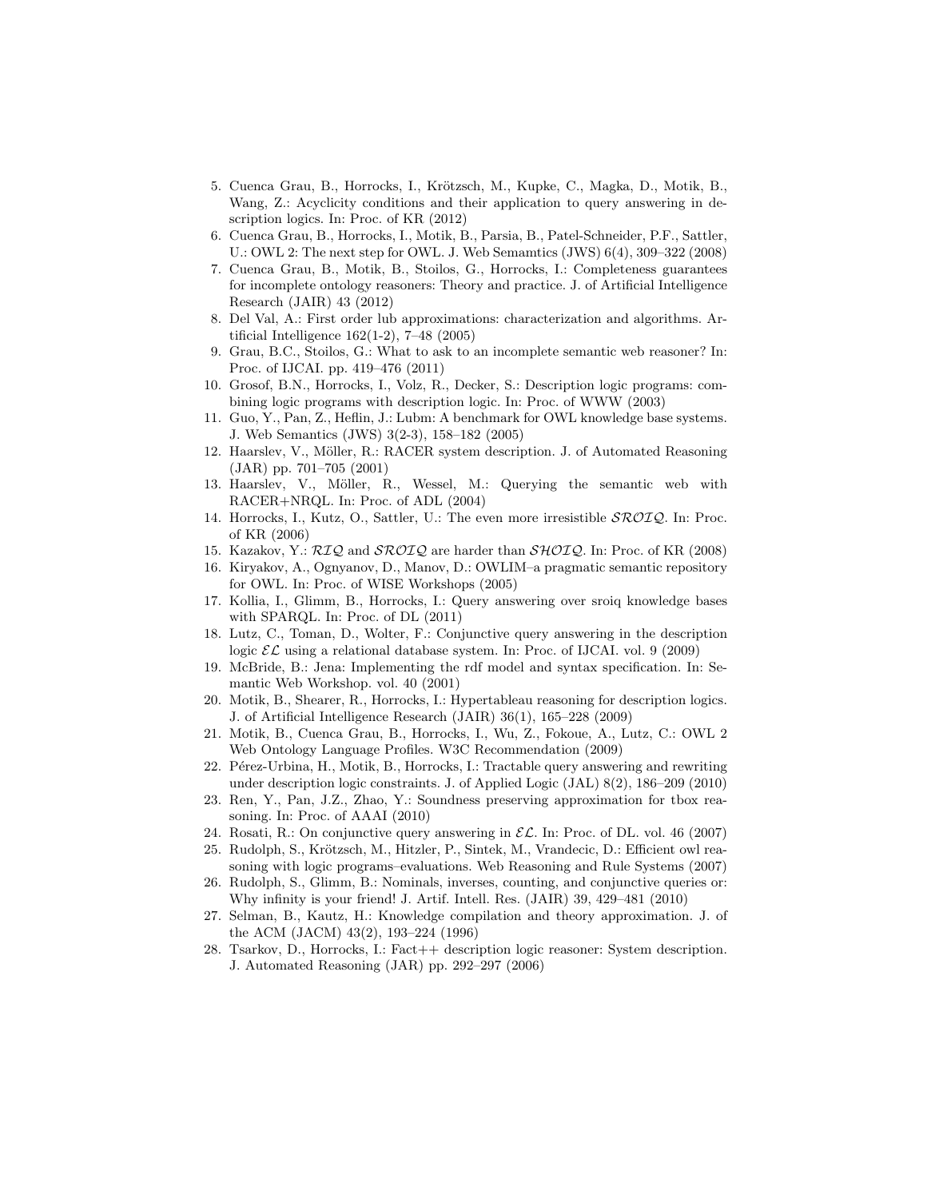5. Cuenca Grau, B., Horrocks, I., Krötzsch, M., Kupke, C., Magka, D., Motik, B., Wang, Z.: Acyclicity conditions and their application to query answering in description logics. In: Proc. of KR (2012)
6. Cuenca Grau, B., Horrocks, I., Motik, B., Parsia, B., Patel-Schneider, P.F., Sattler, U.: OWL 2: The next step for OWL. J. Web Semamtics (JWS) 6(4), 309–322 (2008)
7. Cuenca Grau, B., Motik, B., Stoilos, G., Horrocks, I.: Completeness guarantees for incomplete ontology reasoners: Theory and practice. J. of Artificial Intelligence Research (JAIR) 43 (2012)
8. Del Val, A.: First order lub approximations: characterization and algorithms. Artificial Intelligence 162(1-2), 7–48 (2005)
9. Grau, B.C., Stoilos, G.: What to ask to an incomplete semantic web reasoner? In: Proc. of IJCAI. pp. 419–476 (2011)
10. Grosof, B.N., Horrocks, I., Volz, R., Decker, S.: Description logic programs: combining logic programs with description logic. In: Proc. of WWW (2003)
11. Guo, Y., Pan, Z., Heflin, J.: Lubm: A benchmark for OWL knowledge base systems. J. Web Semantics (JWS) 3(2-3), 158–182 (2005)
12. Haarslev, V., Möller, R.: RACER system description. J. of Automated Reasoning (JAR) pp. 701–705 (2001)
13. Haarslev, V., Möller, R., Wessel, M.: Querying the semantic web with RACER+NRQL. In: Proc. of ADL (2004)
14. Horrocks, I., Kutz, O., Sattler, U.: The even more irresistible $\mathcal{SROIQ}$. In: Proc. of KR (2006)
15. Kazakov, Y.: $\mathcal{RIQ}$ and $\mathcal{SROIQ}$ are harder than $\mathcal{SHOIQ}$. In: Proc. of KR (2008)
16. Kiryakov, A., Ognyanov, D., Manov, D.: OWLIM–a pragmatic semantic repository for OWL. In: Proc. of WISE Workshops (2005)
17. Kollia, I., Glimm, B., Horrocks, I.: Query answering over sroiq knowledge bases with SPARQL. In: Proc. of DL (2011)
18. Lutz, C., Toman, D., Wolter, F.: Conjunctive query answering in the description logic $\mathcal{EL}$ using a relational database system. In: Proc. of IJCAI. vol. 9 (2009)
19. McBride, B.: Jena: Implementing the rdf model and syntax specification. In: Semantic Web Workshop. vol. 40 (2001)
20. Motik, B., Shearer, R., Horrocks, I.: Hypertableau reasoning for description logics. J. of Artificial Intelligence Research (JAIR) 36(1), 165–228 (2009)
21. Motik, B., Cuenca Grau, B., Horrocks, I., Wu, Z., Fokoue, A., Lutz, C.: OWL 2 Web Ontology Language Profiles. W3C Recommendation (2009)
22. Pérez-Urbina, H., Motik, B., Horrocks, I.: Tractable query answering and rewriting under description logic constraints. J. of Applied Logic (JAL) 8(2), 186–209 (2010)
23. Ren, Y., Pan, J.Z., Zhao, Y.: Soundness preserving approximation for tbox reasoning. In: Proc. of AAAI (2010)
24. Rosati, R.: On conjunctive query answering in $\mathcal{EL}$. In: Proc. of DL. vol. 46 (2007)
25. Rudolph, S., Krötzsch, M., Hitzler, P., Sintek, M., Vrandecic, D.: Efficient owl reasoning with logic programs–evaluations. Web Reasoning and Rule Systems (2007)
26. Rudolph, S., Glimm, B.: Nominals, inverses, counting, and conjunctive queries or: Why infinity is your friend! J. Artif. Intell. Res. (JAIR) 39, 429–481 (2010)
27. Selman, B., Kautz, H.: Knowledge compilation and theory approximation. J. of the ACM (JACM) 43(2), 193–224 (1996)
28. Tsarkov, D., Horrocks, I.: Fact++ description logic reasoner: System description. J. Automated Reasoning (JAR) pp. 292–297 (2006)